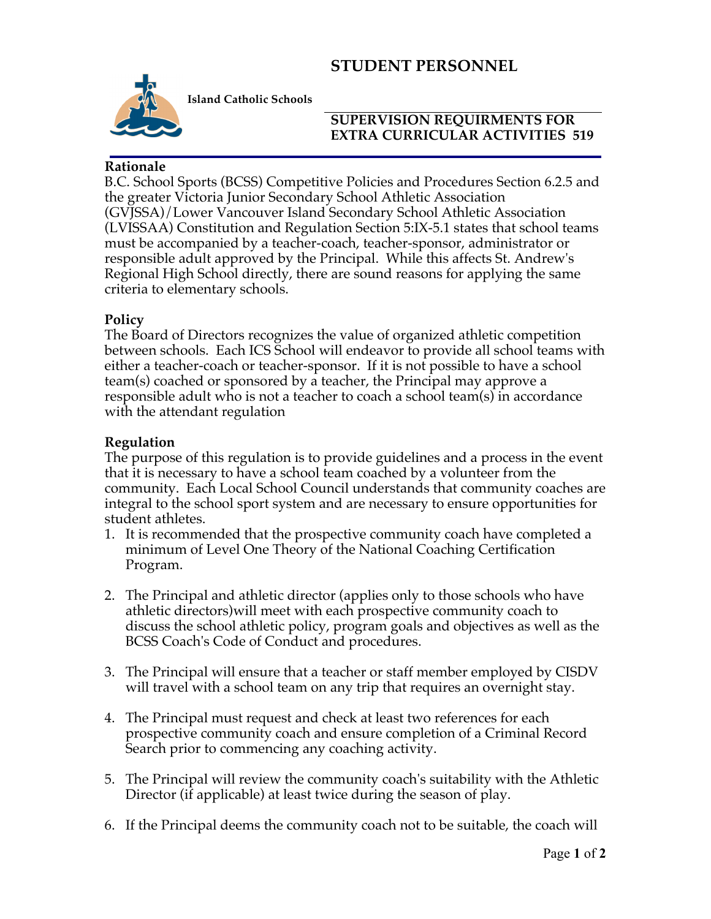# STUDENT PERSONNEL

**Island Catholic Schools**

## SUPERVISION REQUIREMENTS FOR EXTRA CURRICULAR ACTIVITIES 519

### Rationale

B.C. School Sports (BCSS) Competitive Policies and Procedures Section 6.2.5 and the greater Victoria Junior Secondary School Athletic Association (GVJSSA)/Lower Vancouver Island Secondary School Athletic Association (LVISSAA) Constitution and Regulation Section 5:IX-5.1 states that school teams must be accompanied by a teacher-coach, teacher-sponsor, administrator or responsible adult approved by the Principal. While this affects St. Andrew's Regional High School directly, there are sound reasons for applying the same criteria to elementary schools.

### Policy

The Board of Directors recognizes the value of organized athletic competition between schools. Each ICS School will endeavor to provide all school teams with either a teacher-coach or teacher-sponsor. If it is not possible to have a school team(s) coached or sponsored by a teacher, the Principal may approve a responsible adult who is not a teacher to coach a school team(s) in accordance with the attendant regulation

### Regulation

The purpose of this regulation is to provide guidelines and a process in the event that it is necessary to have a school team coached by a volunteer from the community. Each Local School Council understands that community coaches are integral to the school sport system and are necessary to ensure opportunities for student athletes.

1. It is recommended that the prospective community coach have completed a minimum of Level One Theory of the National Coaching Certification Program.

2. The Principal and athletic director (applies only to those schools who have athletic directors)will meet with each prospective community coach to discuss the school athletic policy, program goals and objectives as well as the BCSS Coach's Code of Conduct and procedures.

3. The Principal will ensure that a teacher or staff member employed by CISDV will travel with a school team on any trip that requires an overnight stay.

4. The Principal must request and check at least two references for each prospective community coach and ensure completion of a Criminal Record Search prior to commencing any coaching activity.

5. The Principal will review the community coach's suitability with the Athletic Director (if applicable) at least twice during the season of play.

6. If the Principal deems the community coach not to be suitable, the coach will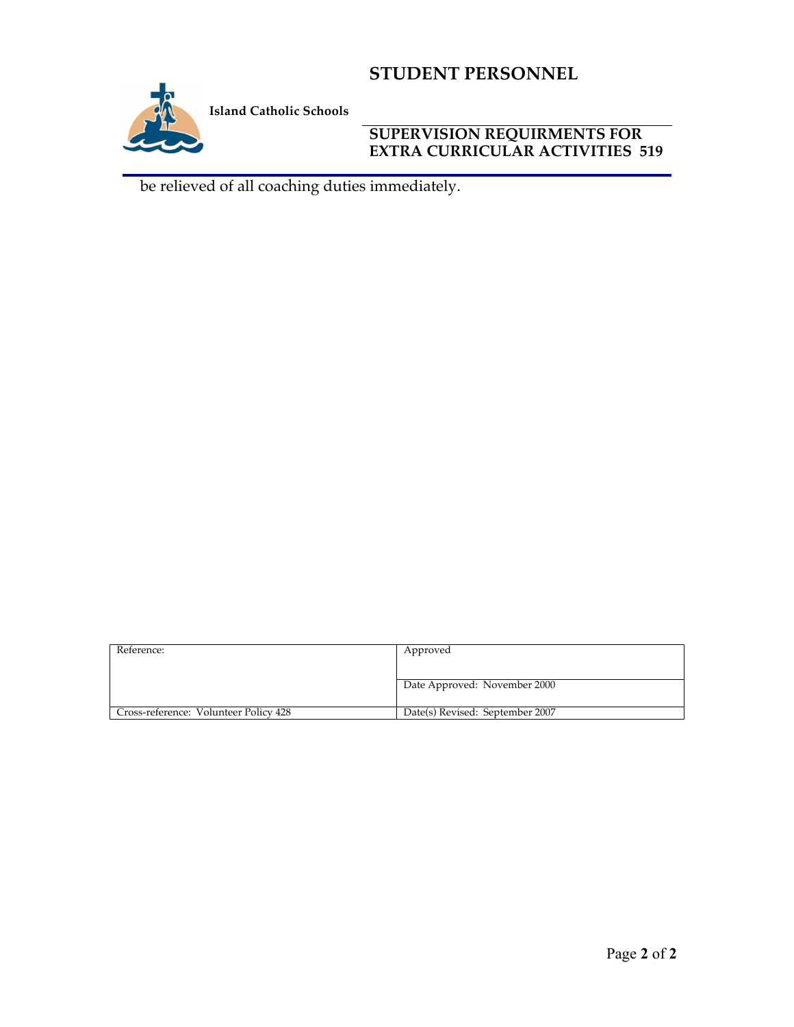be relieved of all coaching duties immediately.

| | |
|---|---|
| Reference: | Approved |
| | Date Approved: November 2000 |
| Cross-reference: Volunteer Policy 428 | Date(s) Revised: September 2007 |